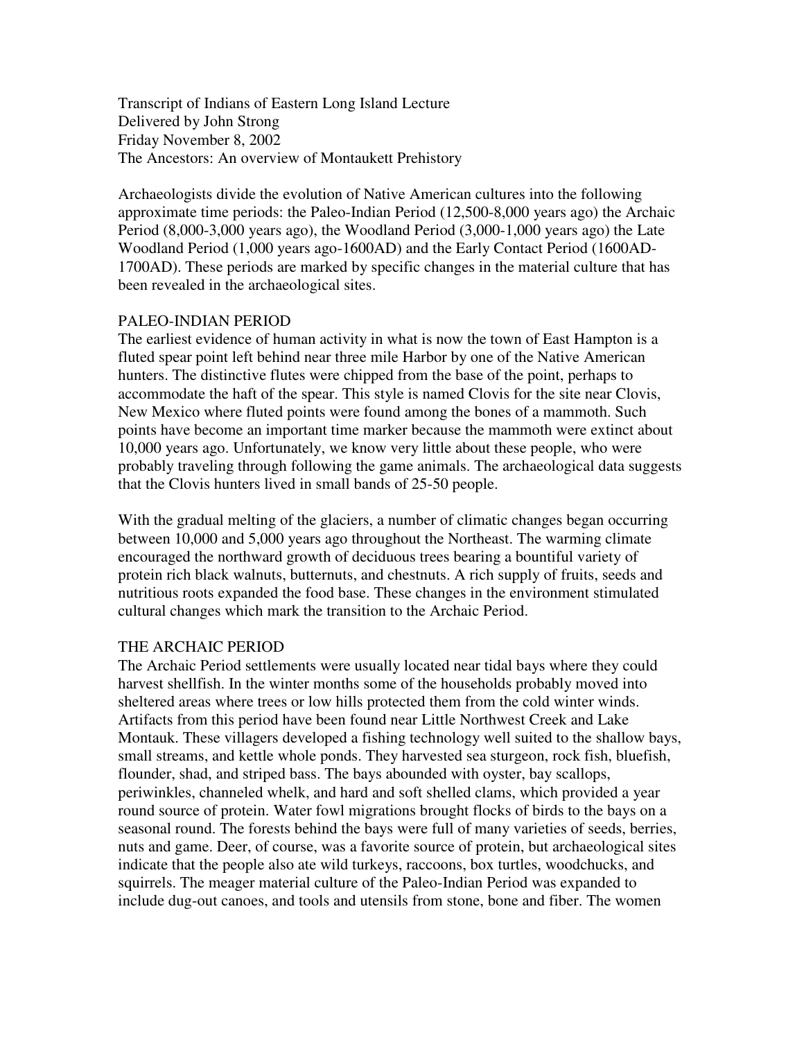Transcript of Indians of Eastern Long Island Lecture
Delivered by John Strong
Friday November 8, 2002
The Ancestors: An overview of Montaukett Prehistory

Archaeologists divide the evolution of Native American cultures into the following approximate time periods: the Paleo-Indian Period (12,500-8,000 years ago) the Archaic Period (8,000-3,000 years ago), the Woodland Period (3,000-1,000 years ago) the Late Woodland Period (1,000 years ago-1600AD) and the Early Contact Period (1600AD-1700AD). These periods are marked by specific changes in the material culture that has been revealed in the archaeological sites.

## PALEO-INDIAN PERIOD

The earliest evidence of human activity in what is now the town of East Hampton is a fluted spear point left behind near three mile Harbor by one of the Native American hunters. The distinctive flutes were chipped from the base of the point, perhaps to accommodate the haft of the spear. This style is named Clovis for the site near Clovis, New Mexico where fluted points were found among the bones of a mammoth. Such points have become an important time marker because the mammoth were extinct about 10,000 years ago. Unfortunately, we know very little about these people, who were probably traveling through following the game animals. The archaeological data suggests that the Clovis hunters lived in small bands of 25-50 people.

With the gradual melting of the glaciers, a number of climatic changes began occurring between 10,000 and 5,000 years ago throughout the Northeast. The warming climate encouraged the northward growth of deciduous trees bearing a bountiful variety of protein rich black walnuts, butternuts, and chestnuts. A rich supply of fruits, seeds and nutritious roots expanded the food base. These changes in the environment stimulated cultural changes which mark the transition to the Archaic Period.

## THE ARCHAIC PERIOD

The Archaic Period settlements were usually located near tidal bays where they could harvest shellfish. In the winter months some of the households probably moved into sheltered areas where trees or low hills protected them from the cold winter winds. Artifacts from this period have been found near Little Northwest Creek and Lake Montauk. These villagers developed a fishing technology well suited to the shallow bays, small streams, and kettle whole ponds. They harvested sea sturgeon, rock fish, bluefish, flounder, shad, and striped bass. The bays abounded with oyster, bay scallops, periwinkles, channeled whelk, and hard and soft shelled clams, which provided a year round source of protein. Water fowl migrations brought flocks of birds to the bays on a seasonal round. The forests behind the bays were full of many varieties of seeds, berries, nuts and game. Deer, of course, was a favorite source of protein, but archaeological sites indicate that the people also ate wild turkeys, raccoons, box turtles, woodchucks, and squirrels. The meager material culture of the Paleo-Indian Period was expanded to include dug-out canoes, and tools and utensils from stone, bone and fiber. The women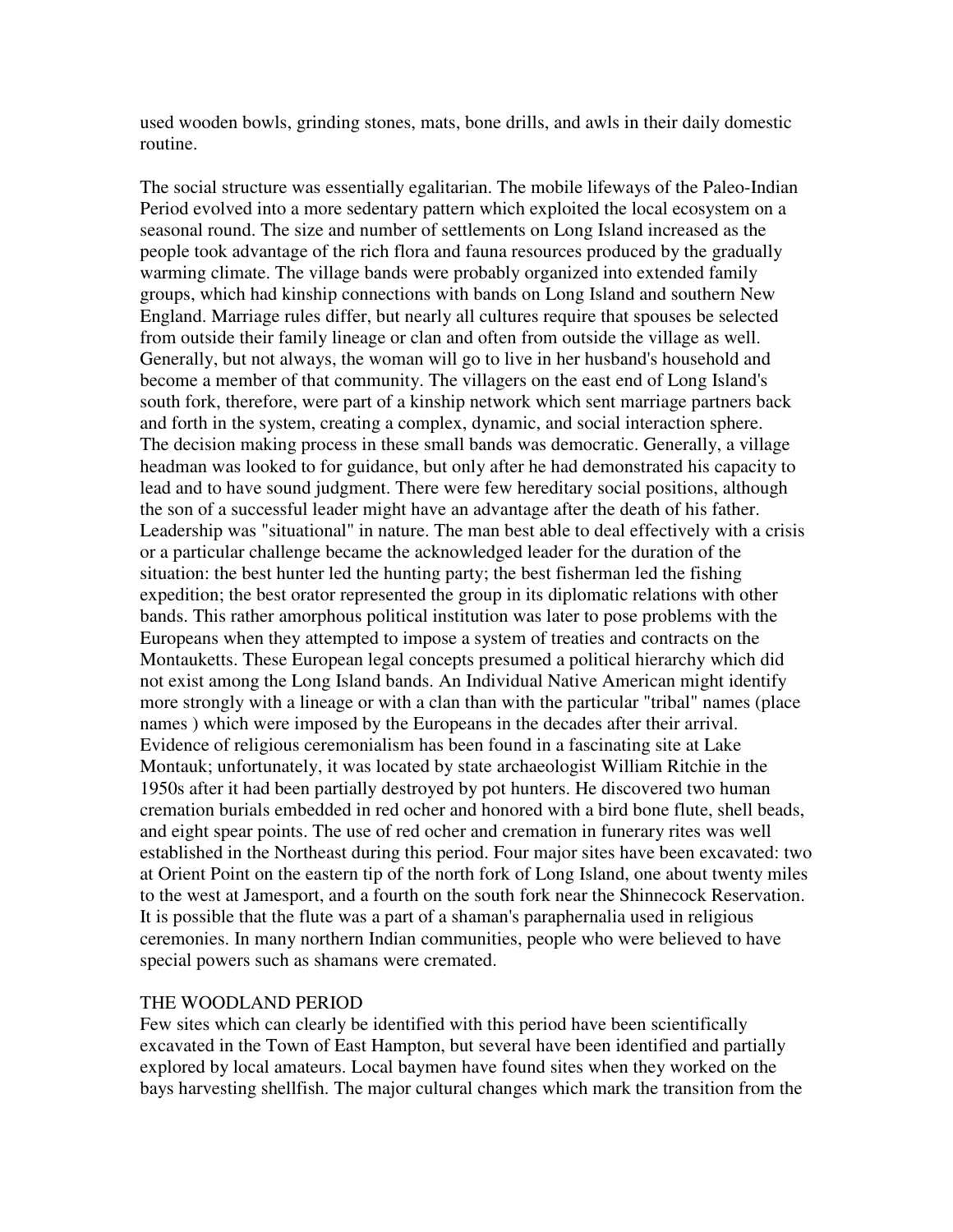used wooden bowls, grinding stones, mats, bone drills, and awls in their daily domestic routine.

The social structure was essentially egalitarian. The mobile lifeways of the Paleo-Indian Period evolved into a more sedentary pattern which exploited the local ecosystem on a seasonal round. The size and number of settlements on Long Island increased as the people took advantage of the rich flora and fauna resources produced by the gradually warming climate. The village bands were probably organized into extended family groups, which had kinship connections with bands on Long Island and southern New England. Marriage rules differ, but nearly all cultures require that spouses be selected from outside their family lineage or clan and often from outside the village as well. Generally, but not always, the woman will go to live in her husband's household and become a member of that community. The villagers on the east end of Long Island's south fork, therefore, were part of a kinship network which sent marriage partners back and forth in the system, creating a complex, dynamic, and social interaction sphere. The decision making process in these small bands was democratic. Generally, a village headman was looked to for guidance, but only after he had demonstrated his capacity to lead and to have sound judgment. There were few hereditary social positions, although the son of a successful leader might have an advantage after the death of his father. Leadership was "situational" in nature. The man best able to deal effectively with a crisis or a particular challenge became the acknowledged leader for the duration of the situation: the best hunter led the hunting party; the best fisherman led the fishing expedition; the best orator represented the group in its diplomatic relations with other bands. This rather amorphous political institution was later to pose problems with the Europeans when they attempted to impose a system of treaties and contracts on the Montauketts. These European legal concepts presumed a political hierarchy which did not exist among the Long Island bands. An Individual Native American might identify more strongly with a lineage or with a clan than with the particular "tribal" names (place names ) which were imposed by the Europeans in the decades after their arrival. Evidence of religious ceremonialism has been found in a fascinating site at Lake Montauk; unfortunately, it was located by state archaeologist William Ritchie in the 1950s after it had been partially destroyed by pot hunters. He discovered two human cremation burials embedded in red ocher and honored with a bird bone flute, shell beads, and eight spear points. The use of red ocher and cremation in funerary rites was well established in the Northeast during this period. Four major sites have been excavated: two at Orient Point on the eastern tip of the north fork of Long Island, one about twenty miles to the west at Jamesport, and a fourth on the south fork near the Shinnecock Reservation. It is possible that the flute was a part of a shaman's paraphernalia used in religious ceremonies. In many northern Indian communities, people who were believed to have special powers such as shamans were cremated.

## THE WOODLAND PERIOD

Few sites which can clearly be identified with this period have been scientifically excavated in the Town of East Hampton, but several have been identified and partially explored by local amateurs. Local baymen have found sites when they worked on the bays harvesting shellfish. The major cultural changes which mark the transition from the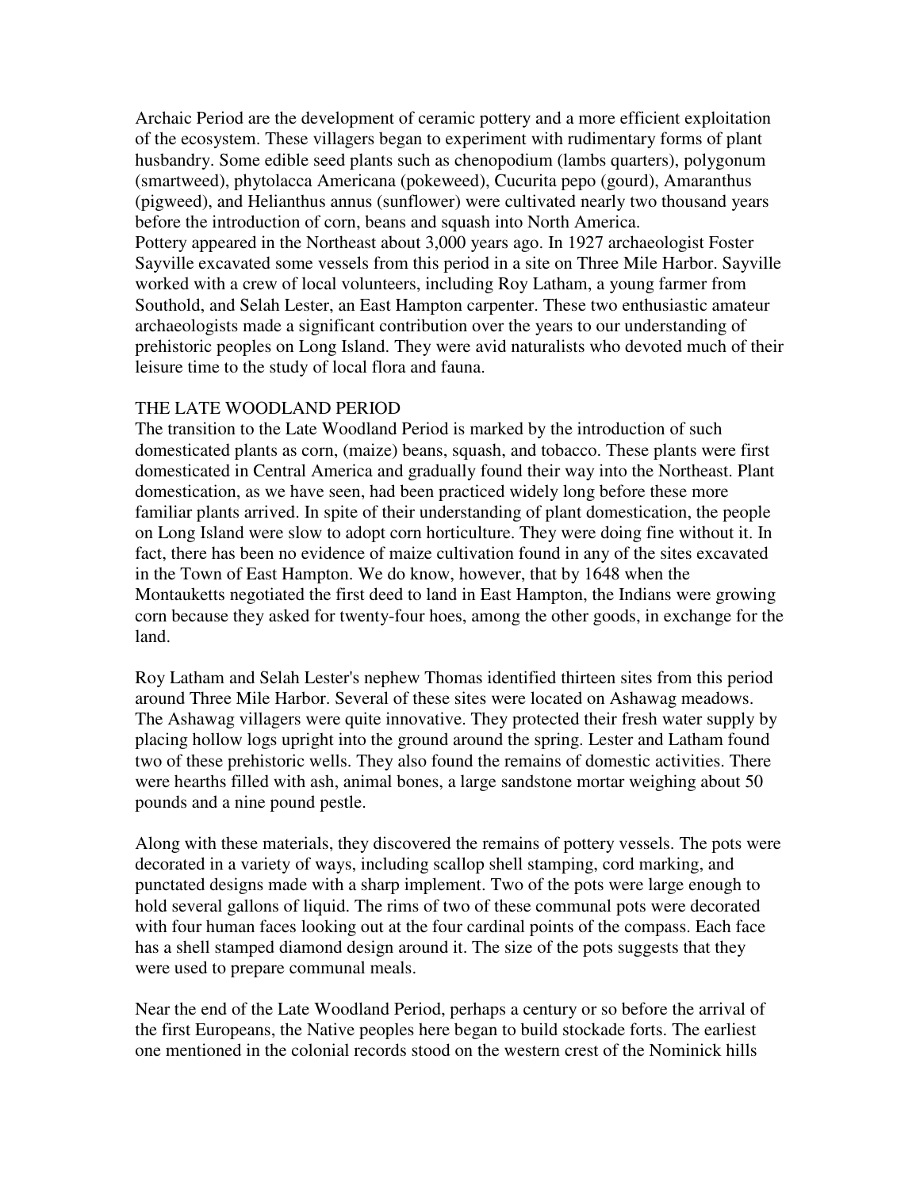Archaic Period are the development of ceramic pottery and a more efficient exploitation of the ecosystem. These villagers began to experiment with rudimentary forms of plant husbandry. Some edible seed plants such as chenopodium (lambs quarters), polygonum (smartweed), phytolacca Americana (pokeweed), Cucurita pepo (gourd), Amaranthus (pigweed), and Helianthus annus (sunflower) were cultivated nearly two thousand years before the introduction of corn, beans and squash into North America.

Pottery appeared in the Northeast about 3,000 years ago. In 1927 archaeologist Foster Sayville excavated some vessels from this period in a site on Three Mile Harbor. Sayville worked with a crew of local volunteers, including Roy Latham, a young farmer from Southold, and Selah Lester, an East Hampton carpenter. These two enthusiastic amateur archaeologists made a significant contribution over the years to our understanding of prehistoric peoples on Long Island. They were avid naturalists who devoted much of their leisure time to the study of local flora and fauna.

## THE LATE WOODLAND PERIOD

The transition to the Late Woodland Period is marked by the introduction of such domesticated plants as corn, (maize) beans, squash, and tobacco. These plants were first domesticated in Central America and gradually found their way into the Northeast. Plant domestication, as we have seen, had been practiced widely long before these more familiar plants arrived. In spite of their understanding of plant domestication, the people on Long Island were slow to adopt corn horticulture. They were doing fine without it. In fact, there has been no evidence of maize cultivation found in any of the sites excavated in the Town of East Hampton. We do know, however, that by 1648 when the Montauketts negotiated the first deed to land in East Hampton, the Indians were growing corn because they asked for twenty-four hoes, among the other goods, in exchange for the land.

Roy Latham and Selah Lester's nephew Thomas identified thirteen sites from this period around Three Mile Harbor. Several of these sites were located on Ashawag meadows. The Ashawag villagers were quite innovative. They protected their fresh water supply by placing hollow logs upright into the ground around the spring. Lester and Latham found two of these prehistoric wells. They also found the remains of domestic activities. There were hearths filled with ash, animal bones, a large sandstone mortar weighing about 50 pounds and a nine pound pestle.

Along with these materials, they discovered the remains of pottery vessels. The pots were decorated in a variety of ways, including scallop shell stamping, cord marking, and punctated designs made with a sharp implement. Two of the pots were large enough to hold several gallons of liquid. The rims of two of these communal pots were decorated with four human faces looking out at the four cardinal points of the compass. Each face has a shell stamped diamond design around it. The size of the pots suggests that they were used to prepare communal meals.

Near the end of the Late Woodland Period, perhaps a century or so before the arrival of the first Europeans, the Native peoples here began to build stockade forts. The earliest one mentioned in the colonial records stood on the western crest of the Nominick hills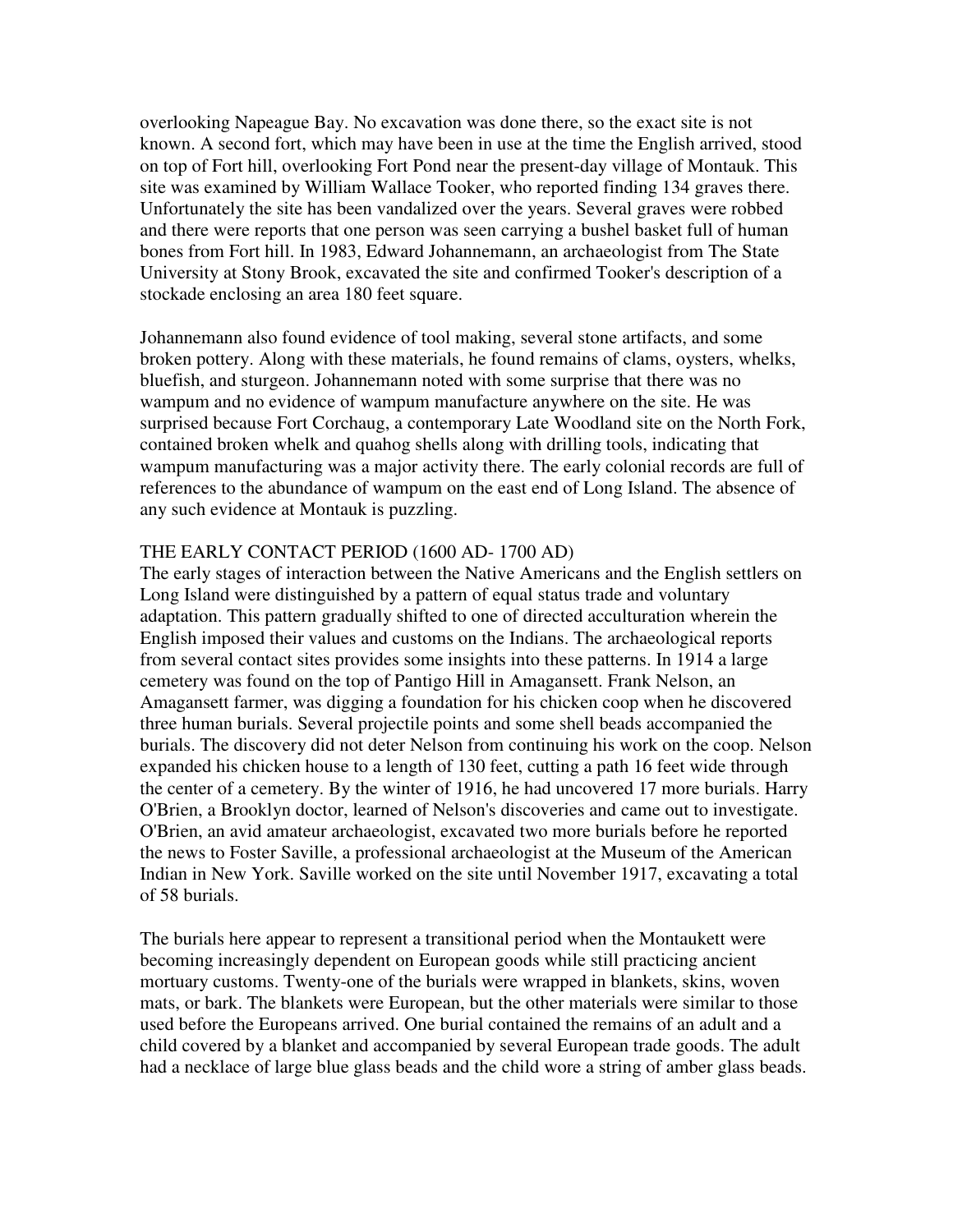overlooking Napeague Bay. No excavation was done there, so the exact site is not known. A second fort, which may have been in use at the time the English arrived, stood on top of Fort hill, overlooking Fort Pond near the present-day village of Montauk. This site was examined by William Wallace Tooker, who reported finding 134 graves there. Unfortunately the site has been vandalized over the years. Several graves were robbed and there were reports that one person was seen carrying a bushel basket full of human bones from Fort hill. In 1983, Edward Johannemann, an archaeologist from The State University at Stony Brook, excavated the site and confirmed Tooker's description of a stockade enclosing an area 180 feet square.

Johannemann also found evidence of tool making, several stone artifacts, and some broken pottery. Along with these materials, he found remains of clams, oysters, whelks, bluefish, and sturgeon. Johannemann noted with some surprise that there was no wampum and no evidence of wampum manufacture anywhere on the site. He was surprised because Fort Corchaug, a contemporary Late Woodland site on the North Fork, contained broken whelk and quahog shells along with drilling tools, indicating that wampum manufacturing was a major activity there. The early colonial records are full of references to the abundance of wampum on the east end of Long Island. The absence of any such evidence at Montauk is puzzling.

## THE EARLY CONTACT PERIOD (1600 AD- 1700 AD)

The early stages of interaction between the Native Americans and the English settlers on Long Island were distinguished by a pattern of equal status trade and voluntary adaptation. This pattern gradually shifted to one of directed acculturation wherein the English imposed their values and customs on the Indians. The archaeological reports from several contact sites provides some insights into these patterns. In 1914 a large cemetery was found on the top of Pantigo Hill in Amagansett. Frank Nelson, an Amagansett farmer, was digging a foundation for his chicken coop when he discovered three human burials. Several projectile points and some shell beads accompanied the burials. The discovery did not deter Nelson from continuing his work on the coop. Nelson expanded his chicken house to a length of 130 feet, cutting a path 16 feet wide through the center of a cemetery. By the winter of 1916, he had uncovered 17 more burials. Harry O'Brien, a Brooklyn doctor, learned of Nelson's discoveries and came out to investigate. O'Brien, an avid amateur archaeologist, excavated two more burials before he reported the news to Foster Saville, a professional archaeologist at the Museum of the American Indian in New York. Saville worked on the site until November 1917, excavating a total of 58 burials.

The burials here appear to represent a transitional period when the Montaukett were becoming increasingly dependent on European goods while still practicing ancient mortuary customs. Twenty-one of the burials were wrapped in blankets, skins, woven mats, or bark. The blankets were European, but the other materials were similar to those used before the Europeans arrived. One burial contained the remains of an adult and a child covered by a blanket and accompanied by several European trade goods. The adult had a necklace of large blue glass beads and the child wore a string of amber glass beads.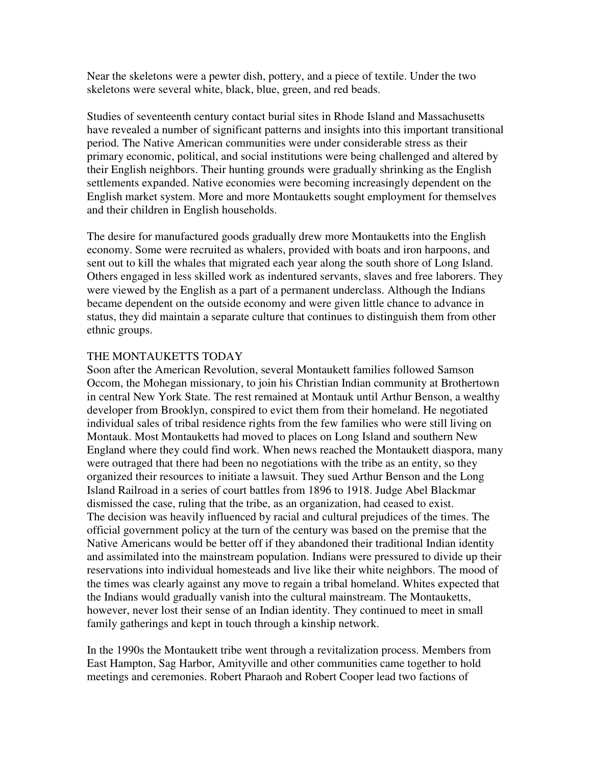Near the skeletons were a pewter dish, pottery, and a piece of textile. Under the two skeletons were several white, black, blue, green, and red beads.

Studies of seventeenth century contact burial sites in Rhode Island and Massachusetts have revealed a number of significant patterns and insights into this important transitional period. The Native American communities were under considerable stress as their primary economic, political, and social institutions were being challenged and altered by their English neighbors. Their hunting grounds were gradually shrinking as the English settlements expanded. Native economies were becoming increasingly dependent on the English market system. More and more Montauketts sought employment for themselves and their children in English households.

The desire for manufactured goods gradually drew more Montauketts into the English economy. Some were recruited as whalers, provided with boats and iron harpoons, and sent out to kill the whales that migrated each year along the south shore of Long Island. Others engaged in less skilled work as indentured servants, slaves and free laborers. They were viewed by the English as a part of a permanent underclass. Although the Indians became dependent on the outside economy and were given little chance to advance in status, they did maintain a separate culture that continues to distinguish them from other ethnic groups.

## THE MONTAUKETTS TODAY

Soon after the American Revolution, several Montaukett families followed Samson Occom, the Mohegan missionary, to join his Christian Indian community at Brothertown in central New York State. The rest remained at Montauk until Arthur Benson, a wealthy developer from Brooklyn, conspired to evict them from their homeland. He negotiated individual sales of tribal residence rights from the few families who were still living on Montauk. Most Montauketts had moved to places on Long Island and southern New England where they could find work. When news reached the Montaukett diaspora, many were outraged that there had been no negotiations with the tribe as an entity, so they organized their resources to initiate a lawsuit. They sued Arthur Benson and the Long Island Railroad in a series of court battles from 1896 to 1918. Judge Abel Blackmar dismissed the case, ruling that the tribe, as an organization, had ceased to exist.
The decision was heavily influenced by racial and cultural prejudices of the times. The official government policy at the turn of the century was based on the premise that the Native Americans would be better off if they abandoned their traditional Indian identity and assimilated into the mainstream population. Indians were pressured to divide up their reservations into individual homesteads and live like their white neighbors. The mood of the times was clearly against any move to regain a tribal homeland. Whites expected that the Indians would gradually vanish into the cultural mainstream. The Montauketts, however, never lost their sense of an Indian identity. They continued to meet in small family gatherings and kept in touch through a kinship network.

In the 1990s the Montaukett tribe went through a revitalization process. Members from East Hampton, Sag Harbor, Amityville and other communities came together to hold meetings and ceremonies. Robert Pharaoh and Robert Cooper lead two factions of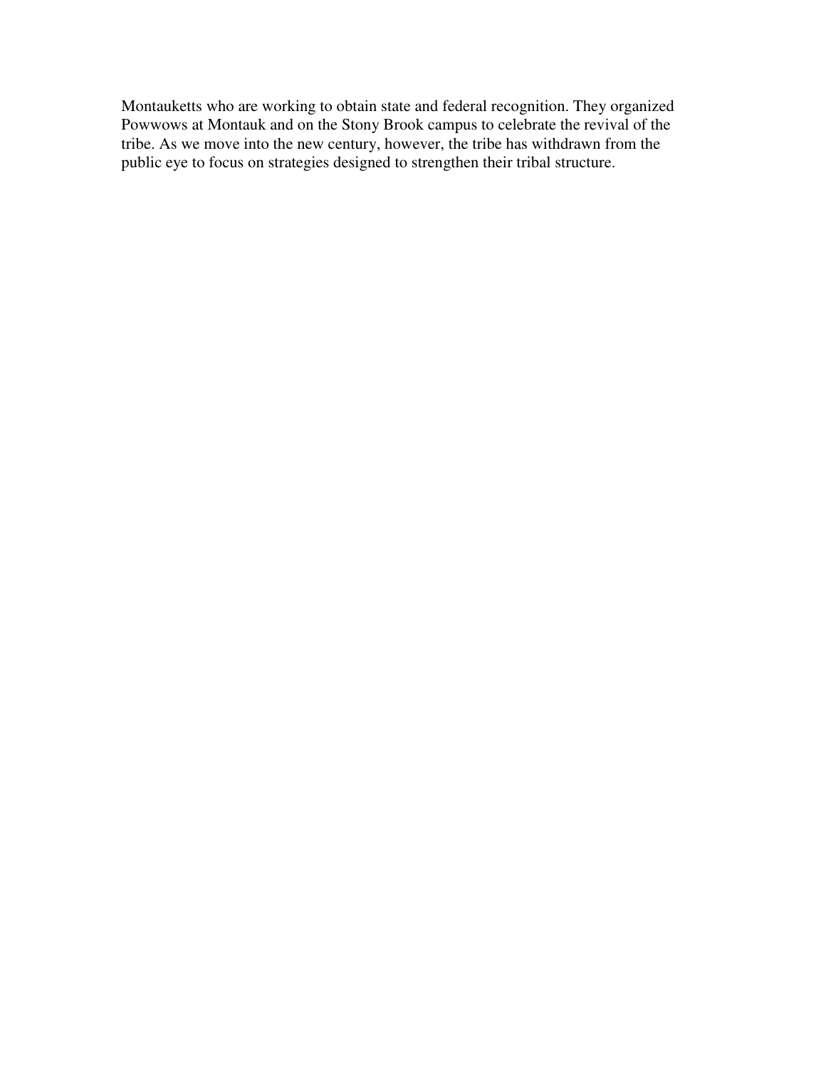Montauketts who are working to obtain state and federal recognition. They organized Powwows at Montauk and on the Stony Brook campus to celebrate the revival of the tribe. As we move into the new century, however, the tribe has withdrawn from the public eye to focus on strategies designed to strengthen their tribal structure.